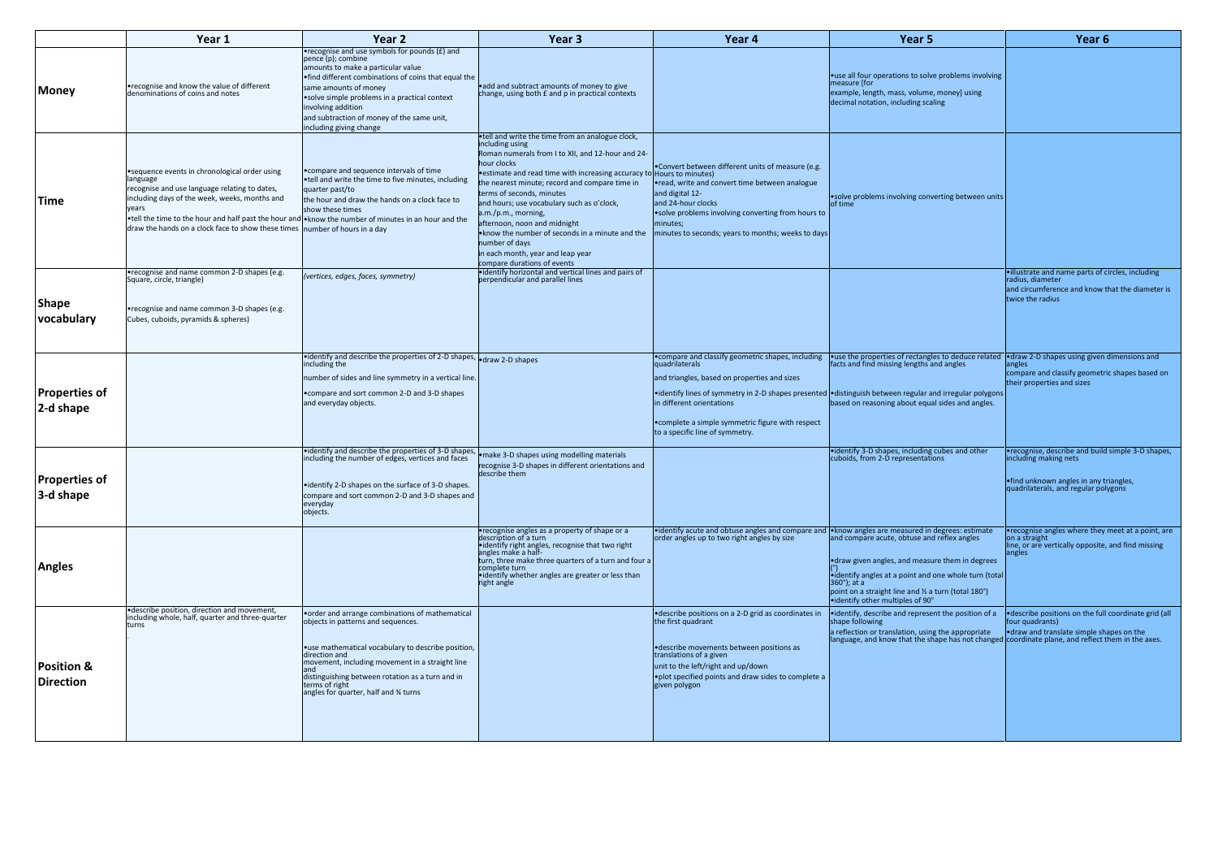| | Year 1 | Year 2 | Year 3 | Year 4 | Year 5 | Year 6 |
|---|---|---|---|---|---|---|
| **Money** | •recognise and know the value of different denominations of coins and notes | •recognise and use symbols for pounds (£) and pence (p); combine amounts to make a particular value •find different combinations of coins that equal the same amounts of money •solve simple problems in a practical context involving addition and subtraction of money of the same unit, including giving change | •add and subtract amounts of money to give change, using both £ and p in practical contexts | | •use all four operations to solve problems involving measure [for example, length, mass, volume, money] using decimal notation, including scaling | |
| **Time** | •sequence events in chronological order using language recognise and use language relating to dates, including days of the week, weeks, months and years •tell the time to the hour and half past the hour and draw the hands on a clock face to show these times | •compare and sequence intervals of time •tell and write the time to five minutes, including quarter past/to the hour and draw the hands on a clock face to show these times •know the number of minutes in an hour and the number of hours in a day | •tell and write the time from an analogue clock, including using Roman numerals from I to XII, and 12-hour and 24-hour clocks •estimate and read time with increasing accuracy to the nearest minute; record and compare time in terms of seconds, minutes and hours; use vocabulary such as o'clock, a.m./p.m., morning, afternoon, noon and midnight •know the number of seconds in a minute and the number of days in each month, year and leap year compare durations of events | •Convert between different units of measure (e.g. Hours to minutes) •read, write and convert time between analogue and digital 12- and 24-hour clocks •solve problems involving converting from hours to minutes; minutes to seconds; years to months; weeks to days | •solve problems involving converting between units of time | |
| **Shape vocabulary** | •recognise and name common 2-D shapes (e.g. Square, circle, triangle) •recognise and name common 3-D shapes (e.g. Cubes, cuboids, pyramids & spheres) | *(vertices, edges, faces, symmetry)* | •identify horizontal and vertical lines and pairs of perpendicular and parallel lines | | | •illustrate and name parts of circles, including radius, diameter and circumference and know that the diameter is twice the radius |
| **Properties of 2-d shape** | | •identify and describe the properties of 2-D shapes, including the number of sides and line symmetry in a vertical line. •compare and sort common 2-D and 3-D shapes and everyday objects. | •draw 2-D shapes | •compare and classify geometric shapes, including quadrilaterals and triangles, based on properties and sizes •identify lines of symmetry in 2-D shapes presented in different orientations •complete a simple symmetric figure with respect to a specific line of symmetry. | •use the properties of rectangles to deduce related facts and find missing lengths and angles •distinguish between regular and irregular polygons based on reasoning about equal sides and angles. | •draw 2-D shapes using given dimensions and angles compare and classify geometric shapes based on their properties and sizes |
| **Properties of 3-d shape** | | •identify and describe the properties of 3-D shapes, including the number of edges, vertices and faces •identify 2-D shapes on the surface of 3-D shapes. compare and sort common 2-D and 3-D shapes and everyday objects. | •make 3-D shapes using modelling materials recognise 3-D shapes in different orientations and describe them | | •identify 3-D shapes, including cubes and other cuboids, from 2-D representations | •recognise, describe and build simple 3-D shapes, including making nets •find unknown angles in any triangles, quadrilaterals, and regular polygons |
| **Angles** | | | •recognise angles as a property of shape or a description of a turn •identify right angles, recognise that two right angles make a half-turn, three make three quarters of a turn and four a complete turn •identify whether angles are greater or less than right angle | •identify acute and obtuse angles and compare and order angles up to two right angles by size | •know angles are measured in degrees: estimate and compare acute, obtuse and reflex angles •draw given angles, and measure them in degrees (°) •identify angles at a point and one whole turn (total 360°); at a point on a straight line and ½ a turn (total 180°) •identify other multiples of 90° | •recognise angles where they meet at a point, are on a straight line, or are vertically opposite, and find missing angles |
| **Position & Direction** | •describe position, direction and movement, including whole, half, quarter and three-quarter turns . | •order and arrange combinations of mathematical objects in patterns and sequences. •use mathematical vocabulary to describe position, direction and movement, including movement in a straight line and distinguishing between rotation as a turn and in terms of right angles for quarter, half and ¾ turns | | •describe positions on a 2-D grid as coordinates in the first quadrant •describe movements between positions as translations of a given unit to the left/right and up/down •plot specified points and draw sides to complete a given polygon | •identify, describe and represent the position of a shape following a reflection or translation, using the appropriate language, and know that the shape has not changed | •describe positions on the full coordinate grid (all four quadrants) •draw and translate simple shapes on the coordinate plane, and reflect them in the axes. |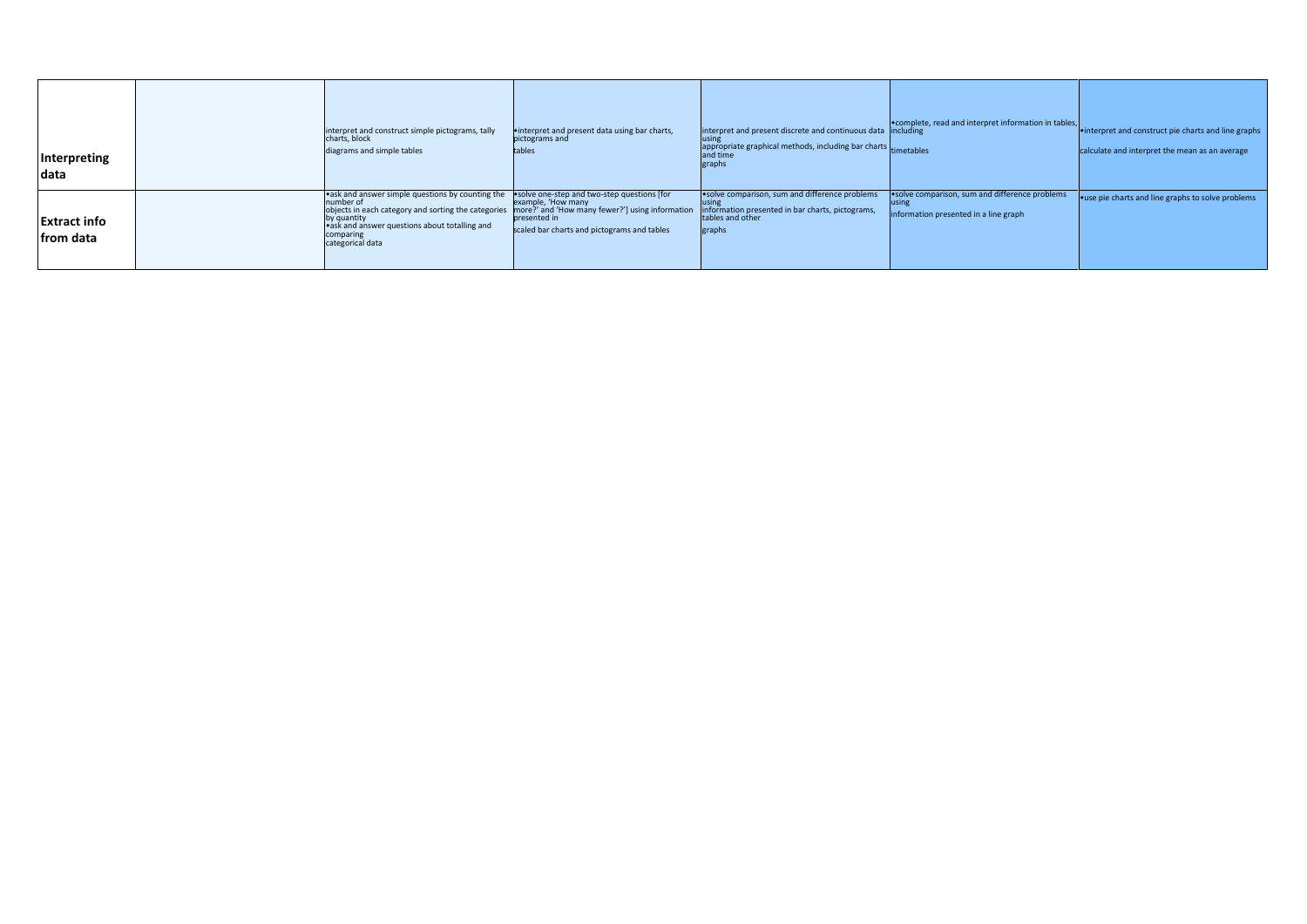| | | | | | | |
|---|---|---|---|---|---|---|
| **Interpreting data** | | interpret and construct simple pictograms, tally charts, block diagrams and simple tables | •interpret and present data using bar charts, pictograms and tables | interpret and present discrete and continuous data using appropriate graphical methods, including bar charts and time graphs | •complete, read and interpret information in tables, including timetables | •interpret and construct pie charts and line graphs calculate and interpret the mean as an average |
| **Extract info from data** | | •ask and answer simple questions by counting the number of objects in each category and sorting the categories by quantity •ask and answer questions about totalling and comparing categorical data | •solve one-step and two-step questions [for example, 'How many more?' and 'How many fewer?'] using information presented in scaled bar charts and pictograms and tables | •solve comparison, sum and difference problems using information presented in bar charts, pictograms, tables and other graphs | •solve comparison, sum and difference problems using information presented in a line graph | •use pie charts and line graphs to solve problems |